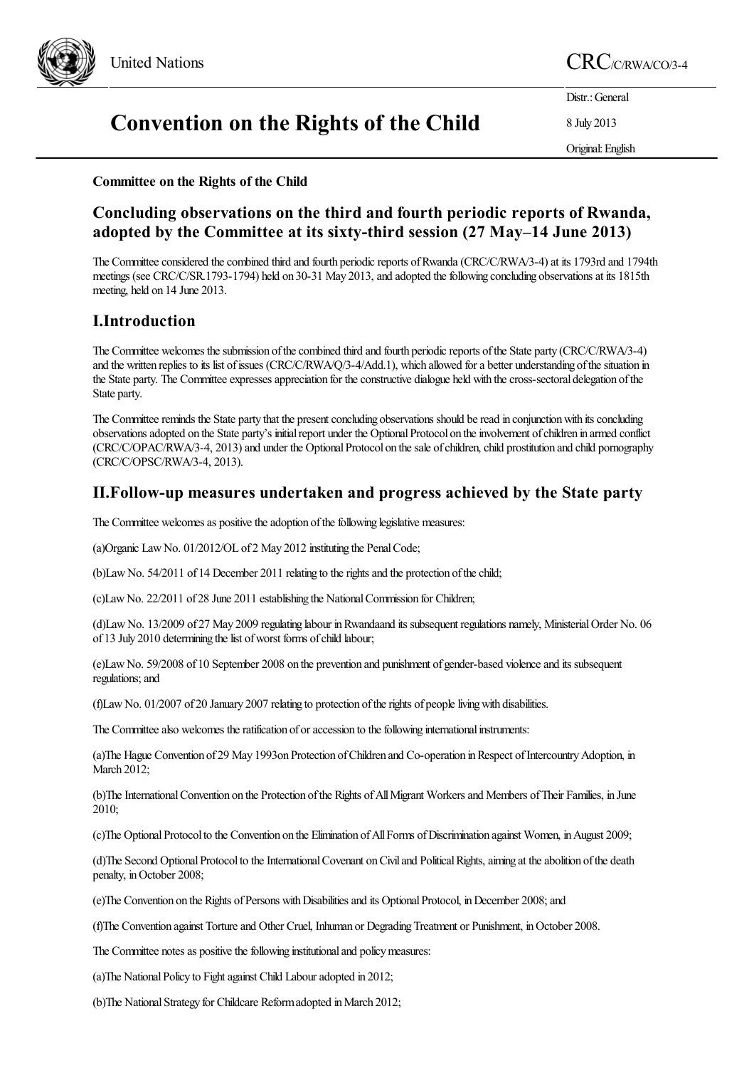United Nations

CRC/C/RWA/CO/3-4

Distr.: General

8 July 2013

Original: English

# Convention on the Rights of the Child

**Committee on the Rights of the Child**

## Concluding observations on the third and fourth periodic reports of Rwanda, adopted by the Committee at its sixty-third session (27 May–14 June 2013)

The Committee considered the combined third and fourth periodic reports of Rwanda (CRC/C/RWA/3-4) at its 1793rd and 1794th meetings (see CRC/C/SR.1793-1794) held on 30-31 May 2013, and adopted the following concluding observations at its 1815th meeting, held on 14 June 2013.

## I.Introduction

The Committee welcomes the submission of the combined third and fourth periodic reports of the State party (CRC/C/RWA/3-4) and the written replies to its list of issues (CRC/C/RWA/Q/3-4/Add.1), which allowed for a better understanding of the situation in the State party. The Committee expresses appreciation for the constructive dialogue held with the cross-sectoral delegation of the State party.

The Committee reminds the State party that the present concluding observations should be read in conjunction with its concluding observations adopted on the State party's initial report under the Optional Protocol on the involvement of children in armed conflict (CRC/C/OPAC/RWA/3-4, 2013) and under the Optional Protocol on the sale of children, child prostitution and child pornography (CRC/C/OPSC/RWA/3-4, 2013).

## II.Follow-up measures undertaken and progress achieved by the State party

The Committee welcomes as positive the adoption of the following legislative measures:

(a)Organic Law No. 01/2012/OL of 2 May 2012 instituting the Penal Code;

(b)Law No. 54/2011 of 14 December 2011 relating to the rights and the protection of the child;

(c)Law No. 22/2011 of 28 June 2011 establishing the National Commission for Children;

(d)Law No. 13/2009 of 27 May 2009 regulating labour in Rwandaand its subsequent regulations namely, Ministerial Order No. 06 of 13 July 2010 determining the list of worst forms of child labour;

(e)Law No. 59/2008 of 10 September 2008 on the prevention and punishment of gender-based violence and its subsequent regulations; and

(f)Law No. 01/2007 of 20 January 2007 relating to protection of the rights of people living with disabilities.

The Committee also welcomes the ratification of or accession to the following international instruments:

(a)The Hague Convention of 29 May 1993on Protection of Children and Co-operation in Respect of Intercountry Adoption, in March 2012;

(b)The International Convention on the Protection of the Rights of All Migrant Workers and Members of Their Families, in June 2010;

(c)The Optional Protocol to the Convention on the Elimination of All Forms of Discrimination against Women, in August 2009;

(d)The Second Optional Protocol to the International Covenant on Civil and Political Rights, aiming at the abolition of the death penalty, in October 2008;

(e)The Convention on the Rights of Persons with Disabilities and its Optional Protocol, in December 2008; and

(f)The Convention against Torture and Other Cruel, Inhuman or Degrading Treatment or Punishment, in October 2008.

The Committee notes as positive the following institutional and policy measures:

(a)The National Policy to Fight against Child Labour adopted in 2012;

(b)The National Strategy for Childcare Reform adopted in March 2012;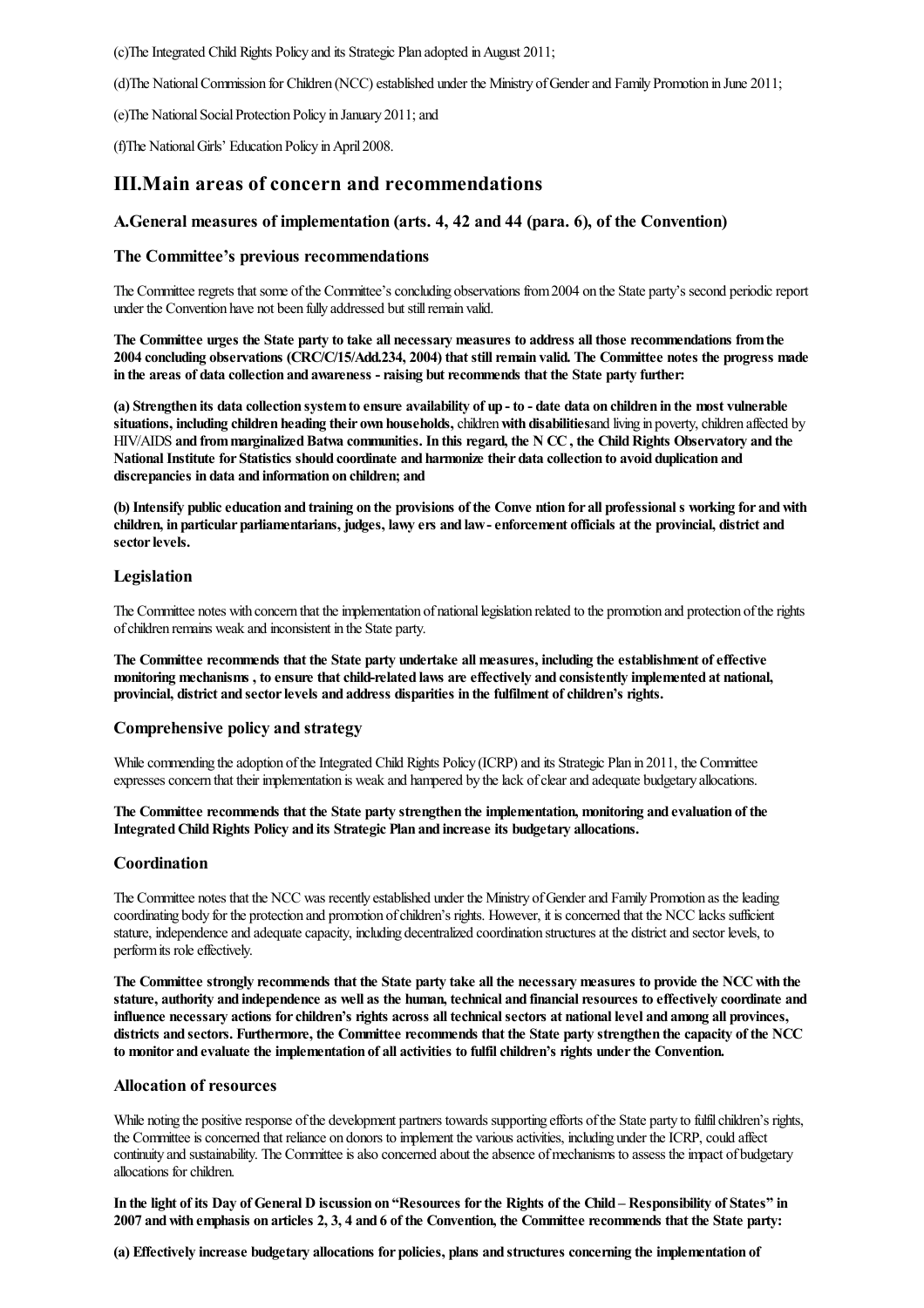(c)The Integrated Child Rights Policy and its Strategic Plan adopted in August 2011;

(d)The National Commission for Children (NCC) established under the Ministry of Gender and Family Promotion in June 2011;

(e)The National Social Protection Policy in January 2011; and

(f)The National Girls' Education Policy in April 2008.

## III.Main areas of concern and recommendations

### A.General measures of implementation (arts. 4, 42 and 44 (para. 6), of the Convention)

### The Committee's previous recommendations

The Committee regrets that some of the Committee's concluding observations from 2004 on the State party's second periodic report under the Convention have not been fully addressed but still remain valid.

**The Committee urges the State party to take all necessary measures to address all those recommendations from the 2004 concluding observations (CRC/C/15/Add.234, 2004) that still remain valid. The Committee notes the progress made in the areas of data collection and awareness - raising but recommends that the State party further:**

**(a) Strengthen its data collection system to ensure availability of up - to - date data on children in the most vulnerable situations, including children heading their own households,** children **with disabilities**and living in poverty, children affected by HIV/AIDS **and from marginalized Batwa communities. In this regard, the N CC , the Child Rights Observatory and the National Institute for Statistics should coordinate and harmonize their data collection to avoid duplication and discrepancies in data and information on children; and**

**(b) Intensify public education and training on the provisions of the Conve ntion for all professional s working for and with children, in particular parliamentarians, judges, lawy ers and law - enforcement officials at the provincial, district and sector levels.**

### Legislation

The Committee notes with concern that the implementation of national legislation related to the promotion and protection of the rights of children remains weak and inconsistent in the State party.

**The Committee recommends that the State party undertake all measures, including the establishment of effective monitoring mechanisms , to ensure that child-related laws are effectively and consistently implemented at national, provincial, district and sector levels and address disparities in the fulfilment of children's rights.**

### Comprehensive policy and strategy

While commending the adoption of the Integrated Child Rights Policy (ICRP) and its Strategic Plan in 2011, the Committee expresses concern that their implementation is weak and hampered by the lack of clear and adequate budgetary allocations.

**The Committee recommends that the State party strengthen the implementation, monitoring and evaluation of the Integrated Child Rights Policy and its Strategic Plan and increase its budgetary allocations.**

### Coordination

The Committee notes that the NCC was recently established under the Ministry of Gender and Family Promotion as the leading coordinating body for the protection and promotion of children's rights. However, it is concerned that the NCC lacks sufficient stature, independence and adequate capacity, including decentralized coordination structures at the district and sector levels, to perform its role effectively.

**The Committee strongly recommends that the State party take all the necessary measures to provide the NCC with the stature, authority and independence as well as the human, technical and financial resources to effectively coordinate and influence necessary actions for children's rights across all technical sectors at national level and among all provinces, districts and sectors. Furthermore, the Committee recommends that the State party strengthen the capacity of the NCC to monitor and evaluate the implementation of all activities to fulfil children's rights under the Convention.**

### Allocation of resources

While noting the positive response of the development partners towards supporting efforts of the State party to fulfil children's rights, the Committee is concerned that reliance on donors to implement the various activities, including under the ICRP, could affect continuity and sustainability. The Committee is also concerned about the absence of mechanisms to assess the impact of budgetary allocations for children.

**In the light of its Day of General D iscussion on "Resources for the Rights of the Child – Responsibility of States" in 2007 and with emphasis on articles 2, 3, 4 and 6 of the Convention, the Committee recommends that the State party:**

**(a) Effectively increase budgetary allocations for policies, plans and structures concerning the implementation of**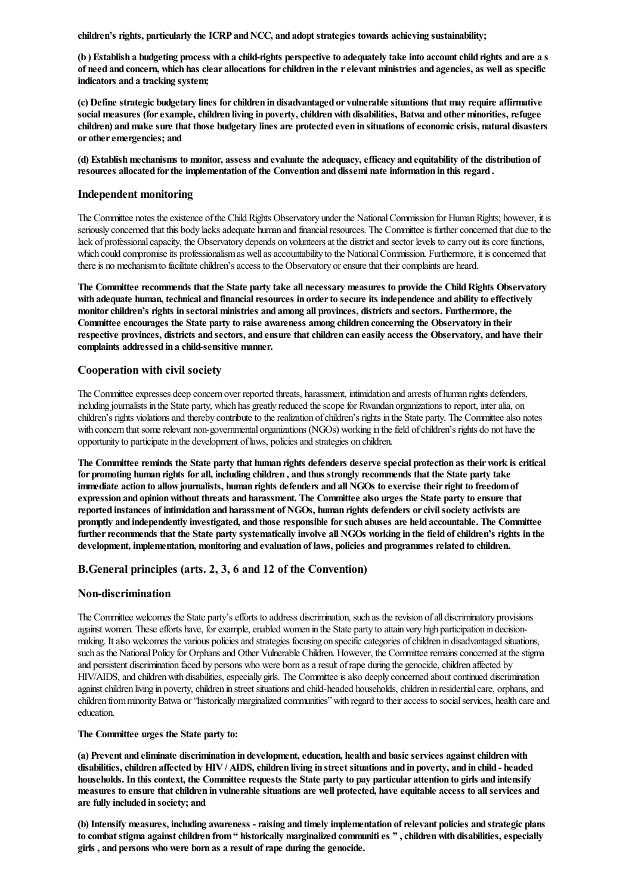**children's rights, particularly the ICRP and NCC, and adopt strategies towards achieving sustainability;**

**(b ) Establish a budgeting process with a child-rights perspective to adequately take into account child rights and are a s of need and concern, which has clear allocations for children in the r elevant ministries and agencies, as well as specific indicators and a tracking system;**

**(c) Define strategic budgetary lines for children in disadvantaged or vulnerable situations that may require affirmative social measures (for example, children living in poverty, children with disabilities, Batwa and other minorities, refugee children) and make sure that those budgetary lines are protected even in situations of economic crisis, natural disasters or other emergencies; and**

**(d) Establish mechanisms to monitor, assess and evaluate the adequacy, efficacy and equitability of the distribution of resources allocated for the implementation of the Convention and dissemi nate information in this regard .**

### Independent monitoring

The Committee notes the existence of the Child Rights Observatory under the National Commission for Human Rights; however, it is seriously concerned that this body lacks adequate human and financial resources. The Committee is further concerned that due to the lack of professional capacity, the Observatory depends on volunteers at the district and sector levels to carry out its core functions, which could compromise its professionalism as well as accountability to the National Commission. Furthermore, it is concerned that there is no mechanism to facilitate children's access to the Observatory or ensure that their complaints are heard.

**The Committee recommends that the State party take all necessary measures to provide the Child Rights Observatory with adequate human, technical and financial resources in order to secure its independence and ability to effectively monitor children's rights in sectoral ministries and among all provinces, districts and sectors. Furthermore, the Committee encourages the State party to raise awareness among children concerning the Observatory in their respective provinces, districts and sectors, and ensure that children can easily access the Observatory, and have their complaints addressed in a child-sensitive manner.**

### Cooperation with civil society

The Committee expresses deep concern over reported threats, harassment, intimidation and arrests of human rights defenders, including journalists in the State party, which has greatly reduced the scope for Rwandan organizations to report, inter alia, on children's rights violations and thereby contribute to the realization of children's rights in the State party. The Committee also notes with concern that some relevant non-governmental organizations (NGOs) working in the field of children's rights do not have the opportunity to participate in the development of laws, policies and strategies on children.

**The Committee reminds the State party that human rights defenders deserve special protection as their work is critical for promoting human rights for all, including children , and thus strongly recommends that the State party take immediate action to allow journalists, human rights defenders and all NGOs to exercise their right to freedom of expression and opinion without threats and harassment. The Committee also urges the State party to ensure that reported instances of intimidation and harassment of NGOs, human rights defenders or civil society activists are promptly and independently investigated, and those responsible for such abuses are held accountable. The Committee further recommends that the State party systematically involve all NGOs working in the field of children's rights in the development, implementation, monitoring and evaluation of laws, policies and programmes related to children.**

## B.General principles (arts. 2, 3, 6 and 12 of the Convention)

### Non-discrimination

The Committee welcomes the State party's efforts to address discrimination, such as the revision of all discriminatory provisions against women. These efforts have, for example, enabled women in the State party to attain very high participation in decision-making. It also welcomes the various policies and strategies focusing on specific categories of children in disadvantaged situations, such as the National Policy for Orphans and Other Vulnerable Children. However, the Committee remains concerned at the stigma and persistent discrimination faced by persons who were born as a result of rape during the genocide, children affected by HIV/AIDS, and children with disabilities, especially girls. The Committee is also deeply concerned about continued discrimination against children living in poverty, children in street situations and child-headed households, children in residential care, orphans, and children from minority Batwa or "historically marginalized communities" with regard to their access to social services, health care and education.

**The Committee urges the State party to:**

**(a) Prevent and eliminate discrimination in development, education, health and basic services against children with disabilities, children affected by HIV / AIDS, children living in street situations and in poverty, and in child - headed households. In this context, the Committee requests the State party to pay particular attention to girls and intensify measures to ensure that children in vulnerable situations are well protected, have equitable access to all services and are fully included in society; and**

**(b) Intensify measures, including awareness - raising and timely implementation of relevant policies and strategic plans to combat stigma against children from " historically marginalized communiti es " , children with disabilities, especially girls , and persons who were born as a result of rape during the genocide.**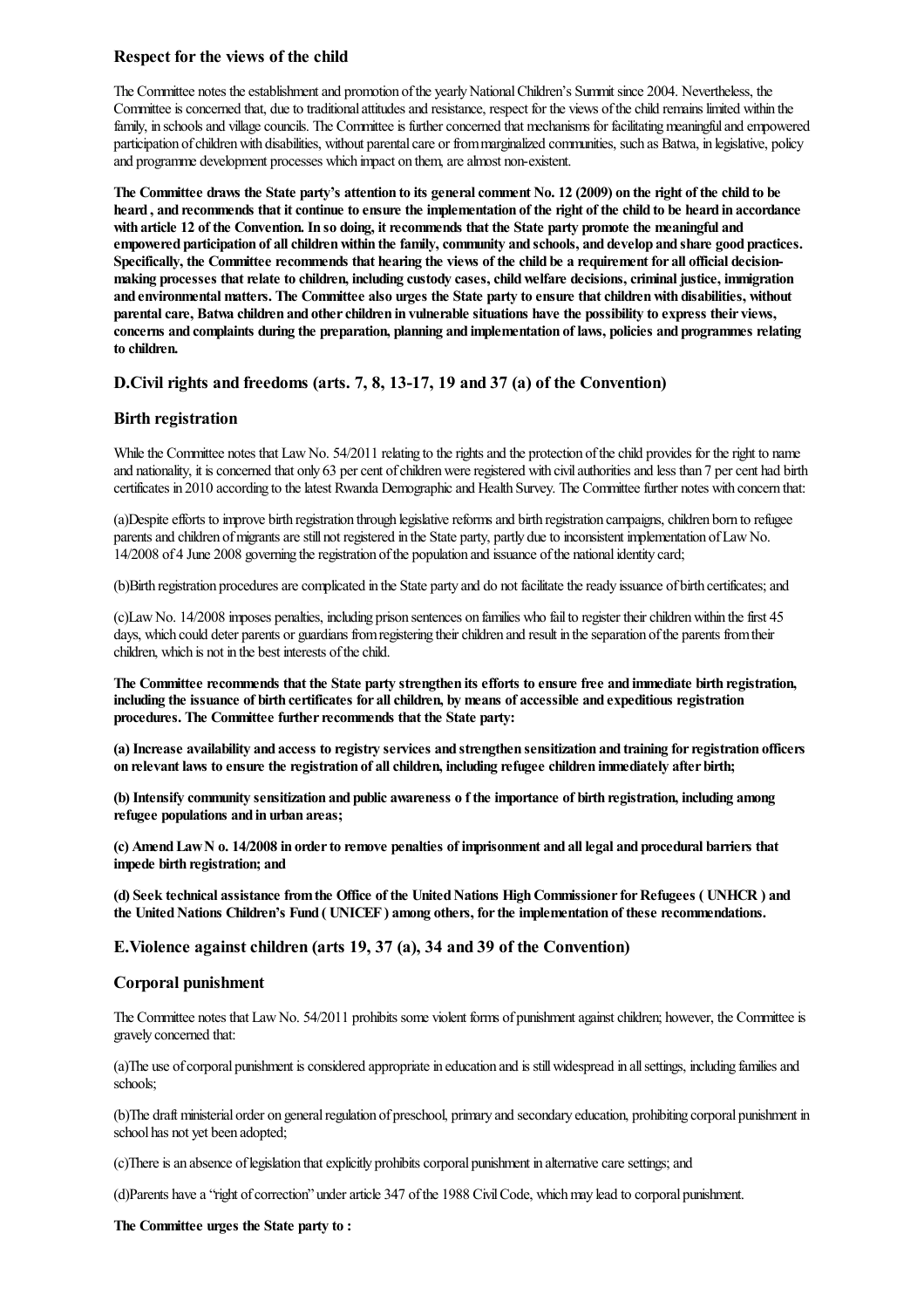### Respect for the views of the child

The Committee notes the establishment and promotion of the yearly National Children's Summit since 2004. Nevertheless, the Committee is concerned that, due to traditional attitudes and resistance, respect for the views of the child remains limited within the family, in schools and village councils. The Committee is further concerned that mechanisms for facilitating meaningful and empowered participation of children with disabilities, without parental care or from marginalized communities, such as Batwa, in legislative, policy and programme development processes which impact on them, are almost non-existent.

**The Committee draws the State party's attention to its general comment No. 12 (2009) on the right of the child to be heard , and recommends that it continue to ensure the implementation of the right of the child to be heard in accordance with article 12 of the Convention. In so doing, it recommends that the State party promote the meaningful and empowered participation of all children within the family, community and schools, and develop and share good practices. Specifically, the Committee recommends that hearing the views of the child be a requirement for all official decision-making processes that relate to children, including custody cases, child welfare decisions, criminal justice, immigration and environmental matters. The Committee also urges the State party to ensure that children with disabilities, without parental care, Batwa children and other children in vulnerable situations have the possibility to express their views, concerns and complaints during the preparation, planning and implementation of laws, policies and programmes relating to children.**

## D.Civil rights and freedoms (arts. 7, 8, 13-17, 19 and 37 (a) of the Convention)

### Birth registration

While the Committee notes that Law No. 54/2011 relating to the rights and the protection of the child provides for the right to name and nationality, it is concerned that only 63 per cent of children were registered with civil authorities and less than 7 per cent had birth certificates in 2010 according to the latest Rwanda Demographic and Health Survey. The Committee further notes with concern that:

(a)Despite efforts to improve birth registration through legislative reforms and birth registration campaigns, children born to refugee parents and children of migrants are still not registered in the State party, partly due to inconsistent implementation of Law No. 14/2008 of 4 June 2008 governing the registration of the population and issuance of the national identity card;

(b)Birth registration procedures are complicated in the State party and do not facilitate the ready issuance of birth certificates; and

(c)Law No. 14/2008 imposes penalties, including prison sentences on families who fail to register their children within the first 45 days, which could deter parents or guardians from registering their children and result in the separation of the parents from their children, which is not in the best interests of the child.

**The Committee recommends that the State party strengthen its efforts to ensure free and immediate birth registration, including the issuance of birth certificates for all children, by means of accessible and expeditious registration procedures. The Committee further recommends that the State party:**

**(a) Increase availability and access to registry services and strengthen sensitization and training for registration officers on relevant laws to ensure the registration of all children, including refugee children immediately after birth;**

**(b) Intensify community sensitization and public awareness o f the importance of birth registration, including among refugee populations and in urban areas;**

**(c) Amend Law N o. 14/2008 in order to remove penalties of imprisonment and all legal and procedural barriers that impede birth registration; and**

**(d) Seek technical assistance from the Office of the United Nations High Commissioner for Refugees ( UNHCR ) and the United Nations Children's Fund ( UNICEF ) among others, for the implementation of these recommendations.**

## E.Violence against children (arts 19, 37 (a), 34 and 39 of the Convention)

### Corporal punishment

The Committee notes that Law No. 54/2011 prohibits some violent forms of punishment against children; however, the Committee is gravely concerned that:

(a)The use of corporal punishment is considered appropriate in education and is still widespread in all settings, including families and schools;

(b)The draft ministerial order on general regulation of preschool, primary and secondary education, prohibiting corporal punishment in school has not yet been adopted;

(c)There is an absence of legislation that explicitly prohibits corporal punishment in alternative care settings; and

(d)Parents have a "right of correction" under article 347 of the 1988 Civil Code, which may lead to corporal punishment.

**The Committee urges the State party to :**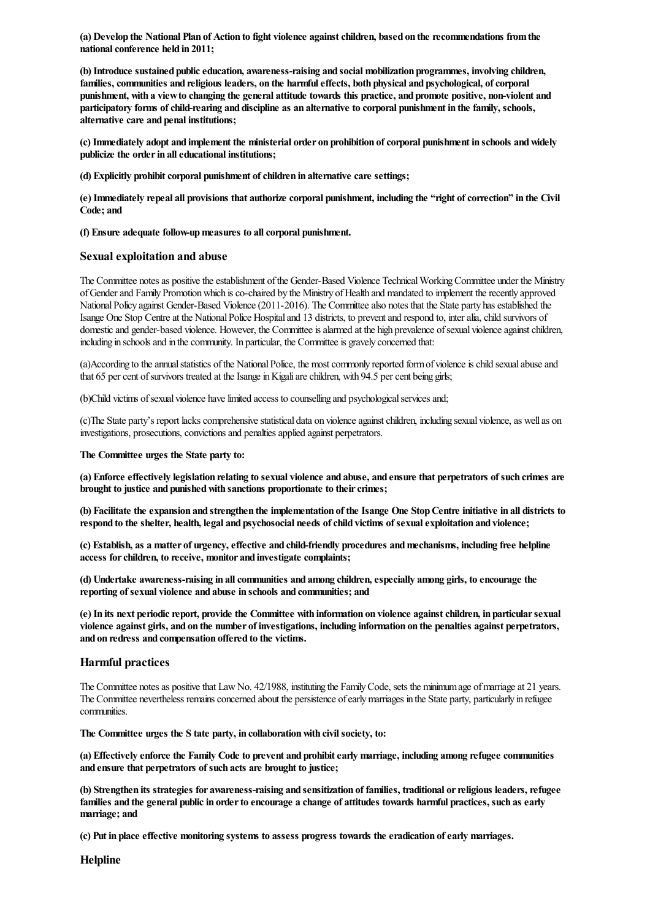**(a) Develop the National Plan of Action to fight violence against children, based on the recommendations from the national conference held in 2011;**

**(b) Introduce sustained public education, awareness-raising and social mobilization programmes, involving children, families, communities and religious leaders, on the harmful effects, both physical and psychological, of corporal punishment, with a view to changing the general attitude towards this practice, and promote positive, non-violent and participatory forms of child-rearing and discipline as an alternative to corporal punishment in the family, schools, alternative care and penal institutions;**

**(c) Immediately adopt and implement the ministerial order on prohibition of corporal punishment in schools and widely publicize the order in all educational institutions;**

**(d) Explicitly prohibit corporal punishment of children in alternative care settings;**

**(e) Immediately repeal all provisions that authorize corporal punishment, including the "right of correction" in the Civil Code; and**

**(f) Ensure adequate follow-up measures to all corporal punishment.**

### Sexual exploitation and abuse

The Committee notes as positive the establishment of the Gender-Based Violence Technical Working Committee under the Ministry of Gender and Family Promotion which is co-chaired by the Ministry of Health and mandated to implement the recently approved National Policy against Gender-Based Violence (2011-2016). The Committee also notes that the State party has established the Isange One Stop Centre at the National Police Hospital and 13 districts, to prevent and respond to, inter alia, child survivors of domestic and gender-based violence. However, the Committee is alarmed at the high prevalence of sexual violence against children, including in schools and in the community. In particular, the Committee is gravely concerned that:

(a)According to the annual statistics of the National Police, the most commonly reported form of violence is child sexual abuse and that 65 per cent of survivors treated at the Isange in Kigali are children, with 94.5 per cent being girls;

(b)Child victims of sexual violence have limited access to counselling and psychological services and;

(c)The State party's report lacks comprehensive statistical data on violence against children, including sexual violence, as well as on investigations, prosecutions, convictions and penalties applied against perpetrators.

**The Committee urges the State party to:**

**(a) Enforce effectively legislation relating to sexual violence and abuse, and ensure that perpetrators of such crimes are brought to justice and punished with sanctions proportionate to their crimes;**

**(b) Facilitate the expansion and strengthen the implementation of the Isange One Stop Centre initiative in all districts to respond to the shelter, health, legal and psychosocial needs of child victims of sexual exploitation and violence;**

**(c) Establish, as a matter of urgency, effective and child-friendly procedures and mechanisms, including free helpline access for children, to receive, monitor and investigate complaints;**

**(d) Undertake awareness-raising in all communities and among children, especially among girls, to encourage the reporting of sexual violence and abuse in schools and communities; and**

**(e) In its next periodic report, provide the Committee with information on violence against children, in particular sexual violence against girls, and on the number of investigations, including information on the penalties against perpetrators, and on redress and compensation offered to the victims.**

### Harmful practices

The Committee notes as positive that Law No. 42/1988, instituting the Family Code, sets the minimum age of marriage at 21 years. The Committee nevertheless remains concerned about the persistence of early marriages in the State party, particularly in refugee communities.

**The Committee urges the S tate party, in collaboration with civil society, to:**

**(a) Effectively enforce the Family Code to prevent and prohibit early marriage, including among refugee communities and ensure that perpetrators of such acts are brought to justice;**

**(b) Strengthen its strategies for awareness-raising and sensitization of families, traditional or religious leaders, refugee families and the general public in order to encourage a change of attitudes towards harmful practices, such as early marriage; and**

**(c) Put in place effective monitoring systems to assess progress towards the eradication of early marriages.**

### Helpline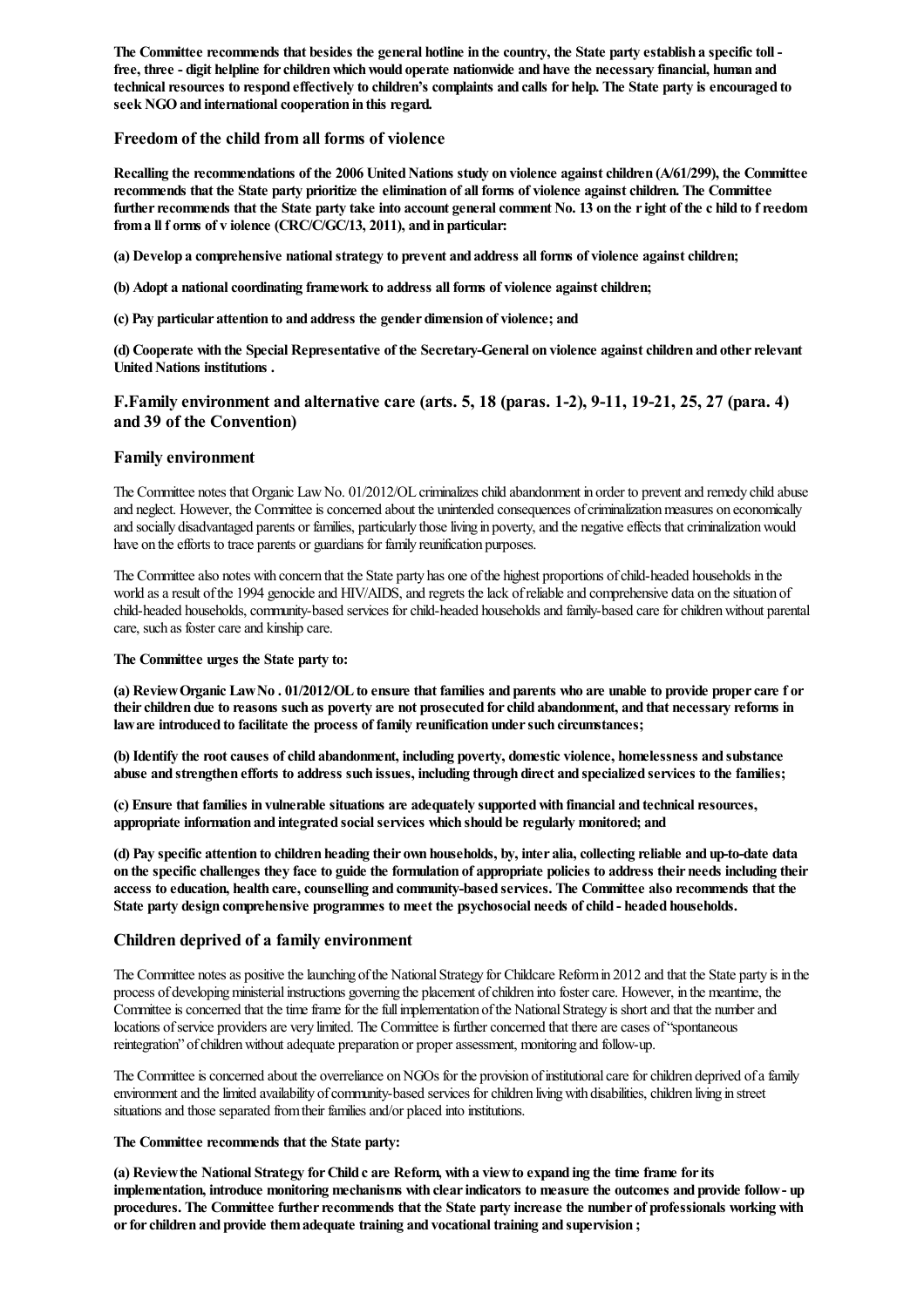**The Committee recommends that besides the general hotline in the country, the State party establish a specific toll - free, three - digit helpline for children which would operate nationwide and have the necessary financial, human and technical resources to respond effectively to children's complaints and calls for help. The State party is encouraged to seek NGO and international cooperation in this regard.**

### Freedom of the child from all forms of violence

**Recalling the recommendations of the 2006 United Nations study on violence against children (A/61/299), the Committee recommends that the State party prioritize the elimination of all forms of violence against children. The Committee further recommends that the State party take into account general comment No. 13 on the r ight of the c hild to f reedom from a ll f orms of v iolence (CRC/C/GC/13, 2011), and in particular:**

**(a) Develop a comprehensive national strategy to prevent and address all forms of violence against children;**

**(b) Adopt a national coordinating framework to address all forms of violence against children;**

**(c) Pay particular attention to and address the gender dimension of violence; and**

**(d) Cooperate with the Special Representative of the Secretary-General on violence against children and other relevant United Nations institutions .**

## F.Family environment and alternative care (arts. 5, 18 (paras. 1-2), 9-11, 19-21, 25, 27 (para. 4) and 39 of the Convention)

### Family environment

The Committee notes that Organic Law No. 01/2012/OL criminalizes child abandonment in order to prevent and remedy child abuse and neglect. However, the Committee is concerned about the unintended consequences of criminalization measures on economically and socially disadvantaged parents or families, particularly those living in poverty, and the negative effects that criminalization would have on the efforts to trace parents or guardians for family reunification purposes.

The Committee also notes with concern that the State party has one of the highest proportions of child-headed households in the world as a result of the 1994 genocide and HIV/AIDS, and regrets the lack of reliable and comprehensive data on the situation of child-headed households, community-based services for child-headed households and family-based care for children without parental care, such as foster care and kinship care.

**The Committee urges the State party to:**

**(a) Review Organic Law No . 01/2012/OL to ensure that families and parents who are unable to provide proper care f or their children due to reasons such as poverty are not prosecuted for child abandonment, and that necessary reforms in law are introduced to facilitate the process of family reunification under such circumstances;**

**(b) Identify the root causes of child abandonment, including poverty, domestic violence, homelessness and substance abuse and strengthen efforts to address such issues, including through direct and specialized services to the families;**

**(c) Ensure that families in vulnerable situations are adequately supported with financial and technical resources, appropriate information and integrated social services which should be regularly monitored; and**

**(d) Pay specific attention to children heading their own households, by, inter alia, collecting reliable and up-to-date data on the specific challenges they face to guide the formulation of appropriate policies to address their needs including their access to education, health care, counselling and community-based services. The Committee also recommends that the State party design comprehensive programmes to meet the psychosocial needs of child - headed households.**

### Children deprived of a family environment

The Committee notes as positive the launching of the National Strategy for Childcare Reform in 2012 and that the State party is in the process of developing ministerial instructions governing the placement of children into foster care. However, in the meantime, the Committee is concerned that the time frame for the full implementation of the National Strategy is short and that the number and locations of service providers are very limited. The Committee is further concerned that there are cases of "spontaneous reintegration" of children without adequate preparation or proper assessment, monitoring and follow-up.

The Committee is concerned about the overreliance on NGOs for the provision of institutional care for children deprived of a family environment and the limited availability of community-based services for children living with disabilities, children living in street situations and those separated from their families and/or placed into institutions.

**The Committee recommends that the State party:**

**(a) Review the National Strategy for Child c are Reform, with a view to expand ing the time frame for its implementation, introduce monitoring mechanisms with clear indicators to measure the outcomes and provide follow- up procedures. The Committee further recommends that the State party increase the number of professionals working with or for children and provide them adequate training and vocational training and supervision ;**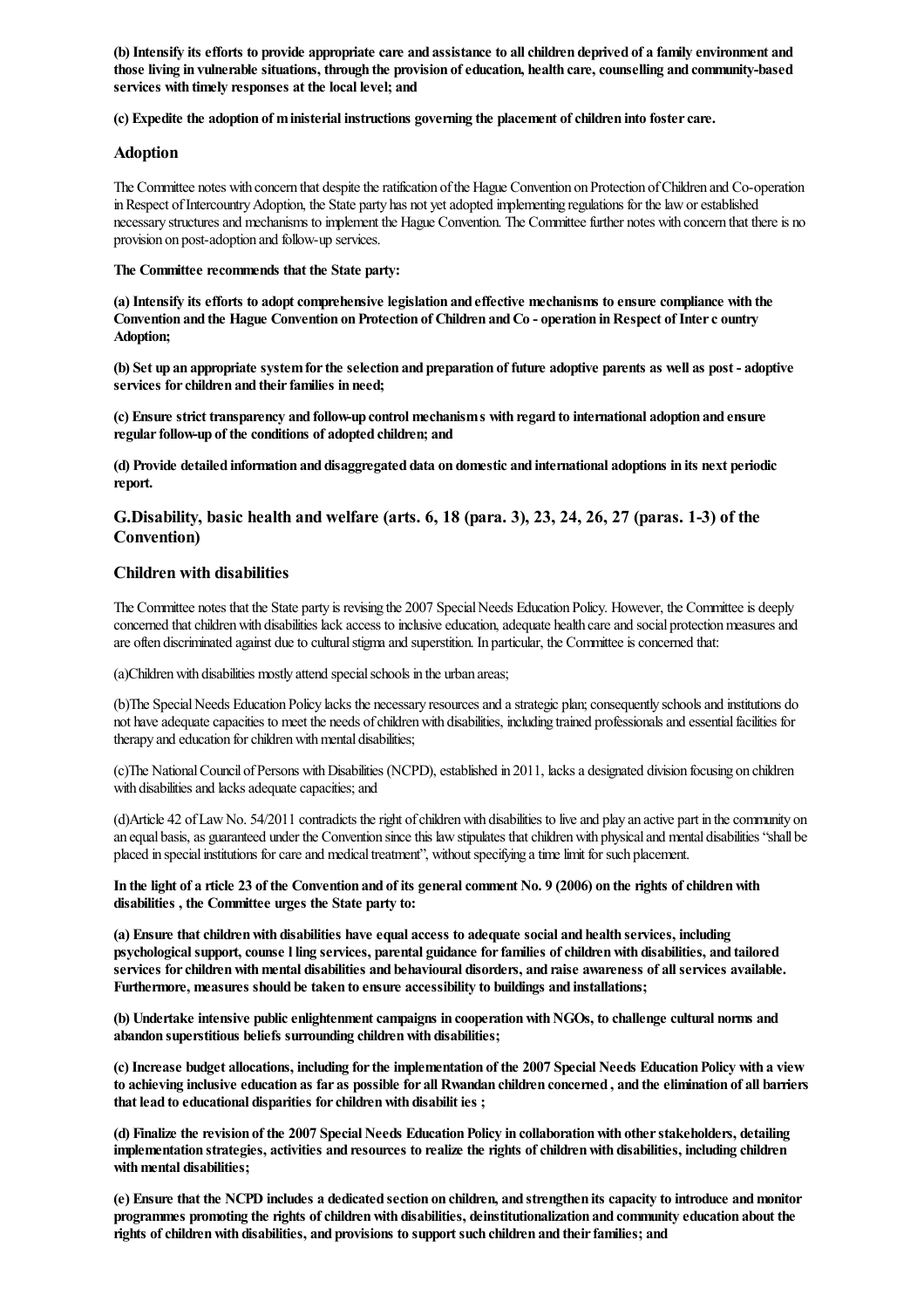**(b) Intensify its efforts to provide appropriate care and assistance to all children deprived of a family environment and those living in vulnerable situations, through the provision of education, health care, counselling and community-based services with timely responses at the local level; and**

**(c) Expedite the adoption of ministerial instructions governing the placement of children into foster care.**

### Adoption

The Committee notes with concern that despite the ratification of the Hague Convention on Protection of Children and Co-operation in Respect of Intercountry Adoption, the State party has not yet adopted implementing regulations for the law or established necessary structures and mechanisms to implement the Hague Convention. The Committee further notes with concern that there is no provision on post-adoption and follow-up services.

**The Committee recommends that the State party:**

**(a) Intensify its efforts to adopt comprehensive legislation and effective mechanisms to ensure compliance with the Convention and the Hague Convention on Protection of Children and Co - operation in Respect of Inter c ountry Adoption;**

**(b) Set up an appropriate system for the selection and preparation of future adoptive parents as well as post - adoptive services for children and their families in need;**

**(c) Ensure strict transparency and follow-up control mechanism s with regard to international adoption and ensure regular follow-up of the conditions of adopted children; and**

**(d) Provide detailed information and disaggregated data on domestic and international adoptions in its next periodic report.**

## G.Disability, basic health and welfare (arts. 6, 18 (para. 3), 23, 24, 26, 27 (paras. 1-3) of the Convention)

### Children with disabilities

The Committee notes that the State party is revising the 2007 Special Needs Education Policy. However, the Committee is deeply concerned that children with disabilities lack access to inclusive education, adequate health care and social protection measures and are often discriminated against due to cultural stigma and superstition. In particular, the Committee is concerned that:

(a)Children with disabilities mostly attend special schools in the urban areas;

(b)The Special Needs Education Policy lacks the necessary resources and a strategic plan; consequently schools and institutions do not have adequate capacities to meet the needs of children with disabilities, including trained professionals and essential facilities for therapy and education for children with mental disabilities;

(c)The National Council of Persons with Disabilities (NCPD), established in 2011, lacks a designated division focusing on children with disabilities and lacks adequate capacities; and

(d)Article 42 of Law No. 54/2011 contradicts the right of children with disabilities to live and play an active part in the community on an equal basis, as guaranteed under the Convention since this law stipulates that children with physical and mental disabilities "shall be placed in special institutions for care and medical treatment", without specifying a time limit for such placement.

**In the light of a rticle 23 of the Convention and of its general comment No. 9 (2006) on the rights of children with disabilities , the Committee urges the State party to:**

**(a) Ensure that children with disabilities have equal access to adequate social and health services, including psychological support, counse l ling services, parental guidance for families of children with disabilities, and tailored services for children with mental disabilities and behavioural disorders, and raise awareness of all services available. Furthermore, measures should be taken to ensure accessibility to buildings and installations;**

**(b) Undertake intensive public enlightenment campaigns in cooperation with NGOs, to challenge cultural norms and abandon superstitious beliefs surrounding children with disabilities;**

**(c) Increase budget allocations, including for the implementation of the 2007 Special Needs Education Policy with a view to achieving inclusive education as far as possible for all Rwandan children concerned , and the elimination of all barriers that lead to educational disparities for children with disabilit ies ;**

**(d) Finalize the revision of the 2007 Special Needs Education Policy in collaboration with other stakeholders, detailing implementation strategies, activities and resources to realize the rights of children with disabilities, including children with mental disabilities;**

**(e) Ensure that the NCPD includes a dedicated section on children, and strengthen its capacity to introduce and monitor programmes promoting the rights of children with disabilities, deinstitutionalization and community education about the rights of children with disabilities, and provisions to support such children and their families; and**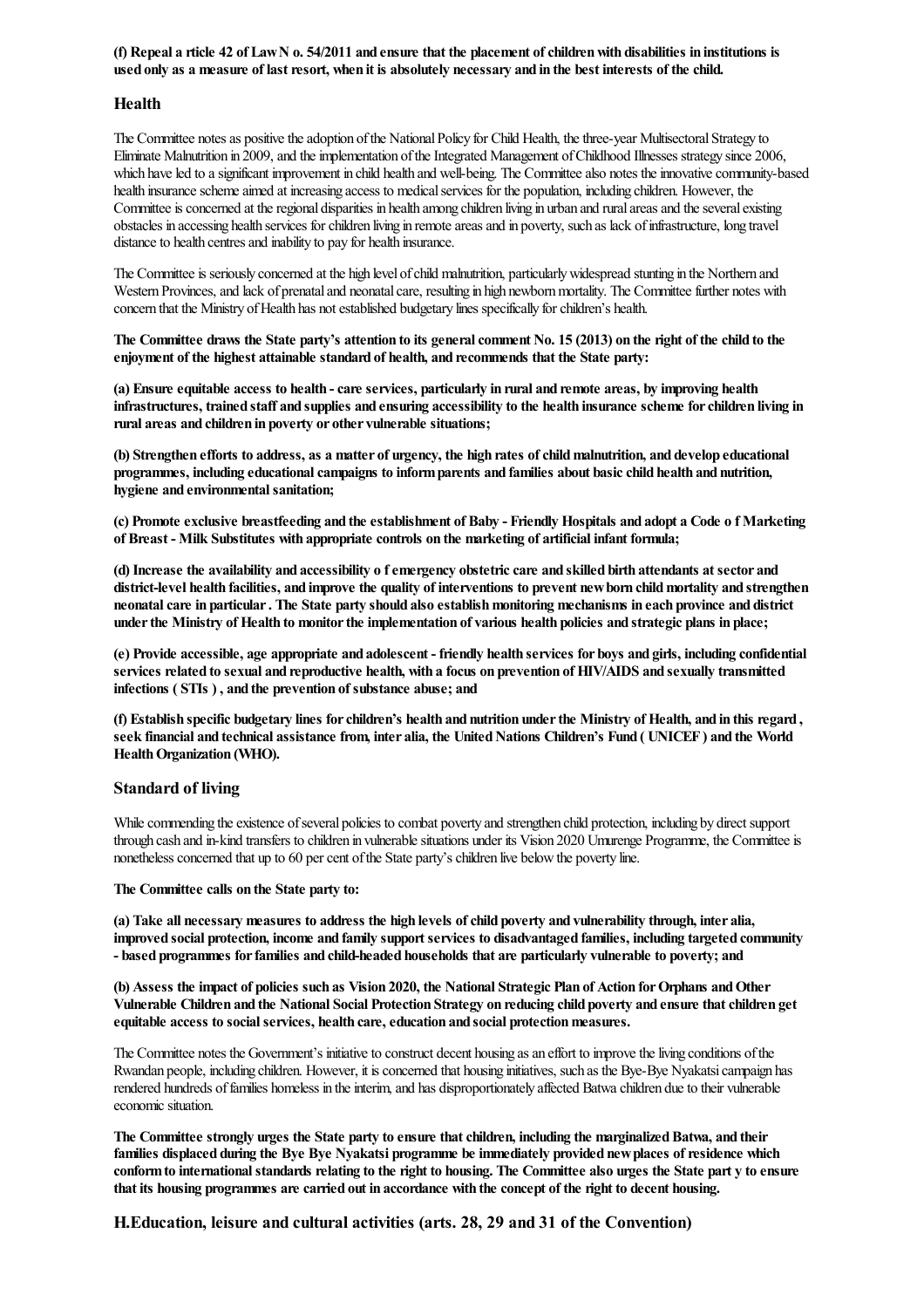**(f) Repeal a rticle 42 of Law N o. 54/2011 and ensure that the placement of children with disabilities in institutions is used only as a measure of last resort, when it is absolutely necessary and in the best interests of the child.**

## Health

The Committee notes as positive the adoption of the National Policy for Child Health, the three-year Multisectoral Strategy to Eliminate Malnutrition in 2009, and the implementation of the Integrated Management of Childhood Illnesses strategy since 2006, which have led to a significant improvement in child health and well-being. The Committee also notes the innovative community-based health insurance scheme aimed at increasing access to medical services for the population, including children. However, the Committee is concerned at the regional disparities in health among children living in urban and rural areas and the several existing obstacles in accessing health services for children living in remote areas and in poverty, such as lack of infrastructure, long travel distance to health centres and inability to pay for health insurance.

The Committee is seriously concerned at the high level of child malnutrition, particularly widespread stunting in the Northern and Western Provinces, and lack of prenatal and neonatal care, resulting in high newborn mortality. The Committee further notes with concern that the Ministry of Health has not established budgetary lines specifically for children's health.

**The Committee draws the State party's attention to its general comment No. 15 (2013) on the right of the child to the enjoyment of the highest attainable standard of health, and recommends that the State party:**

**(a) Ensure equitable access to health - care services, particularly in rural and remote areas, by improving health infrastructures, trained staff and supplies and ensuring accessibility to the health insurance scheme for children living in rural areas and children in poverty or other vulnerable situations;**

**(b) Strengthen efforts to address, as a matter of urgency, the high rates of child malnutrition, and develop educational programmes, including educational campaigns to inform parents and families about basic child health and nutrition, hygiene and environmental sanitation;**

**(c) Promote exclusive breastfeeding and the establishment of Baby - Friendly Hospitals and adopt a Code o f Marketing of Breast - Milk Substitutes with appropriate controls on the marketing of artificial infant formula;**

**(d) Increase the availability and accessibility o f emergency obstetric care and skilled birth attendants at sector and district-level health facilities, and improve the quality of interventions to prevent newborn child mortality and strengthen neonatal care in particular . The State party should also establish monitoring mechanisms in each province and district under the Ministry of Health to monitor the implementation of various health policies and strategic plans in place;**

**(e) Provide accessible, age appropriate and adolescent - friendly health services for boys and girls, including confidential services related to sexual and reproductive health, with a focus on prevention of HIV/AIDS and sexually transmitted infections ( STIs ) , and the prevention of substance abuse; and**

**(f) Establish specific budgetary lines for children's health and nutrition under the Ministry of Health, and in this regard , seek financial and technical assistance from, inter alia, the United Nations Children's Fund ( UNICEF ) and the World Health Organization (WHO).**

## Standard of living

While commending the existence of several policies to combat poverty and strengthen child protection, including by direct support through cash and in-kind transfers to children in vulnerable situations under its Vision 2020 Umurenge Programme, the Committee is nonetheless concerned that up to 60 per cent of the State party's children live below the poverty line.

**The Committee calls on the State party to:**

**(a) Take all necessary measures to address the high levels of child poverty and vulnerability through, inter alia, improved social protection, income and family support services to disadvantaged families, including targeted community - based programmes for families and child-headed households that are particularly vulnerable to poverty; and**

**(b) Assess the impact of policies such as Vision 2020, the National Strategic Plan of Action for Orphans and Other Vulnerable Children and the National Social Protection Strategy on reducing child poverty and ensure that children get equitable access to social services, health care, education and social protection measures.**

The Committee notes the Government's initiative to construct decent housing as an effort to improve the living conditions of the Rwandan people, including children. However, it is concerned that housing initiatives, such as the Bye-Bye Nyakatsi campaign has rendered hundreds of families homeless in the interim, and has disproportionately affected Batwa children due to their vulnerable economic situation.

**The Committee strongly urges the State party to ensure that children, including the marginalized Batwa, and their families displaced during the Bye Bye Nyakatsi programme be immediately provided new places of residence which conform to international standards relating to the right to housing. The Committee also urges the State part y to ensure that its housing programmes are carried out in accordance with the concept of the right to decent housing.**

## H.Education, leisure and cultural activities (arts. 28, 29 and 31 of the Convention)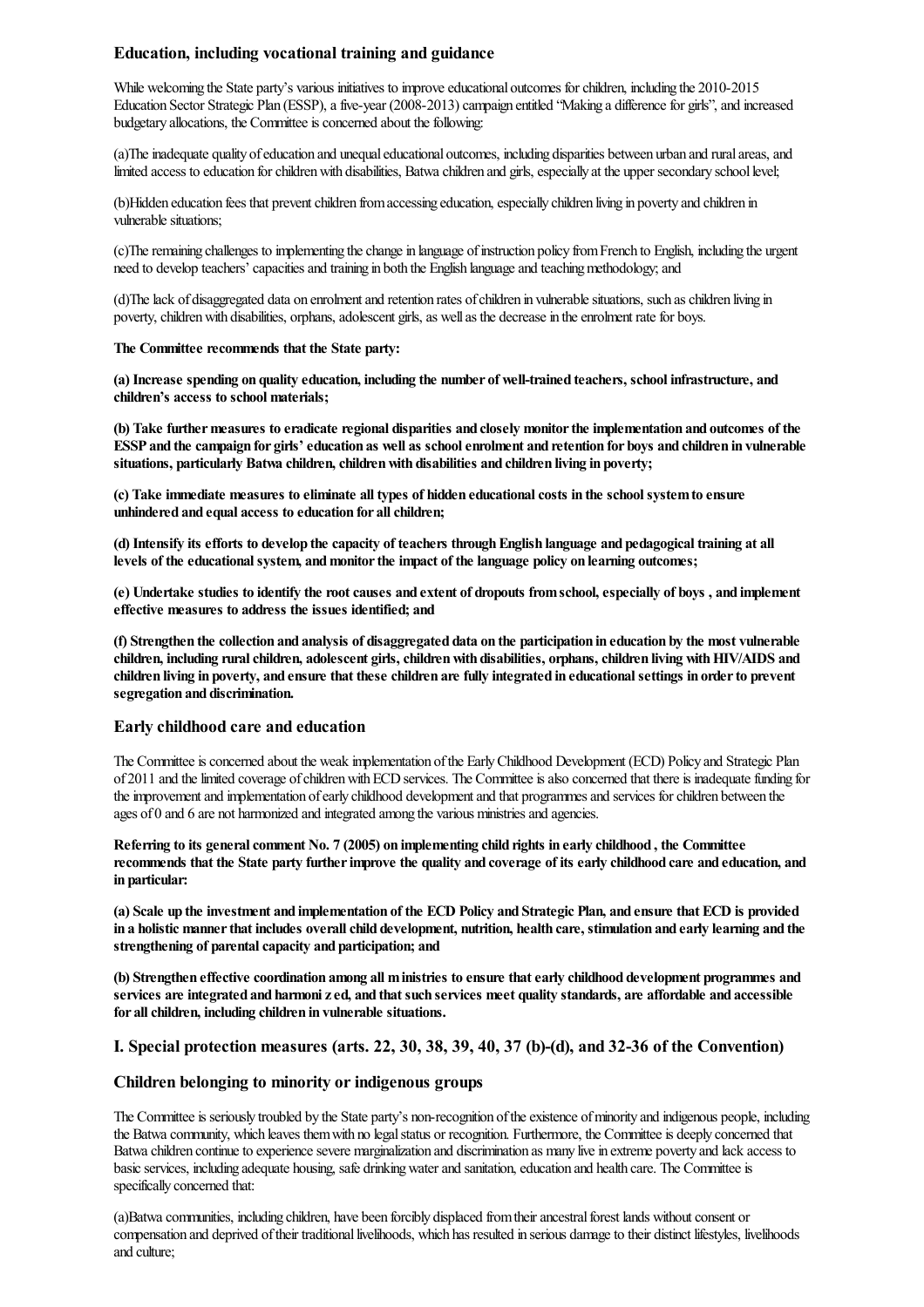### Education, including vocational training and guidance

While welcoming the State party's various initiatives to improve educational outcomes for children, including the 2010-2015 Education Sector Strategic Plan (ESSP), a five-year (2008-2013) campaign entitled "Making a difference for girls", and increased budgetary allocations, the Committee is concerned about the following:

(a)The inadequate quality of education and unequal educational outcomes, including disparities between urban and rural areas, and limited access to education for children with disabilities, Batwa children and girls, especially at the upper secondary school level;

(b)Hidden education fees that prevent children from accessing education, especially children living in poverty and children in vulnerable situations;

(c)The remaining challenges to implementing the change in language of instruction policy from French to English, including the urgent need to develop teachers' capacities and training in both the English language and teaching methodology; and

(d)The lack of disaggregated data on enrolment and retention rates of children in vulnerable situations, such as children living in poverty, children with disabilities, orphans, adolescent girls, as well as the decrease in the enrolment rate for boys.

**The Committee recommends that the State party:**

**(a) Increase spending on quality education, including the number of well-trained teachers, school infrastructure, and children's access to school materials;**

**(b) Take further measures to eradicate regional disparities and closely monitor the implementation and outcomes of the ESSP and the campaign for girls' education as well as school enrolment and retention for boys and children in vulnerable situations, particularly Batwa children, children with disabilities and children living in poverty;**

**(c) Take immediate measures to eliminate all types of hidden educational costs in the school system to ensure unhindered and equal access to education for all children;**

**(d) Intensify its efforts to develop the capacity of teachers through English language and pedagogical training at all levels of the educational system, and monitor the impact of the language policy on learning outcomes;**

**(e) Undertake studies to identify the root causes and extent of dropouts from school, especially of boys , and implement effective measures to address the issues identified; and**

**(f) Strengthen the collection and analysis of disaggregated data on the participation in education by the most vulnerable children, including rural children, adolescent girls, children with disabilities, orphans, children living with HIV/AIDS and children living in poverty, and ensure that these children are fully integrated in educational settings in order to prevent segregation and discrimination.**

### Early childhood care and education

The Committee is concerned about the weak implementation of the Early Childhood Development (ECD) Policy and Strategic Plan of 2011 and the limited coverage of children with ECD services. The Committee is also concerned that there is inadequate funding for the improvement and implementation of early childhood development and that programmes and services for children between the ages of 0 and 6 are not harmonized and integrated among the various ministries and agencies.

**Referring to its general comment No. 7 (2005) on implementing child rights in early childhood , the Committee recommends that the State party further improve the quality and coverage of its early childhood care and education, and in particular:**

**(a) Scale up the investment and implementation of the ECD Policy and Strategic Plan, and ensure that ECD is provided in a holistic manner that includes overall child development, nutrition, health care, stimulation and early learning and the strengthening of parental capacity and participation; and**

**(b) Strengthen effective coordination among all m inistries to ensure that early childhood development programmes and services are integrated and harmoni z ed, and that such services meet quality standards, are affordable and accessible for all children, including children in vulnerable situations.**

## I. Special protection measures (arts. 22, 30, 38, 39, 40, 37 (b)-(d), and 32-36 of the Convention)

### Children belonging to minority or indigenous groups

The Committee is seriously troubled by the State party's non-recognition of the existence of minority and indigenous people, including the Batwa community, which leaves them with no legal status or recognition. Furthermore, the Committee is deeply concerned that Batwa children continue to experience severe marginalization and discrimination as many live in extreme poverty and lack access to basic services, including adequate housing, safe drinking water and sanitation, education and health care. The Committee is specifically concerned that:

(a)Batwa communities, including children, have been forcibly displaced from their ancestral forest lands without consent or compensation and deprived of their traditional livelihoods, which has resulted in serious damage to their distinct lifestyles, livelihoods and culture;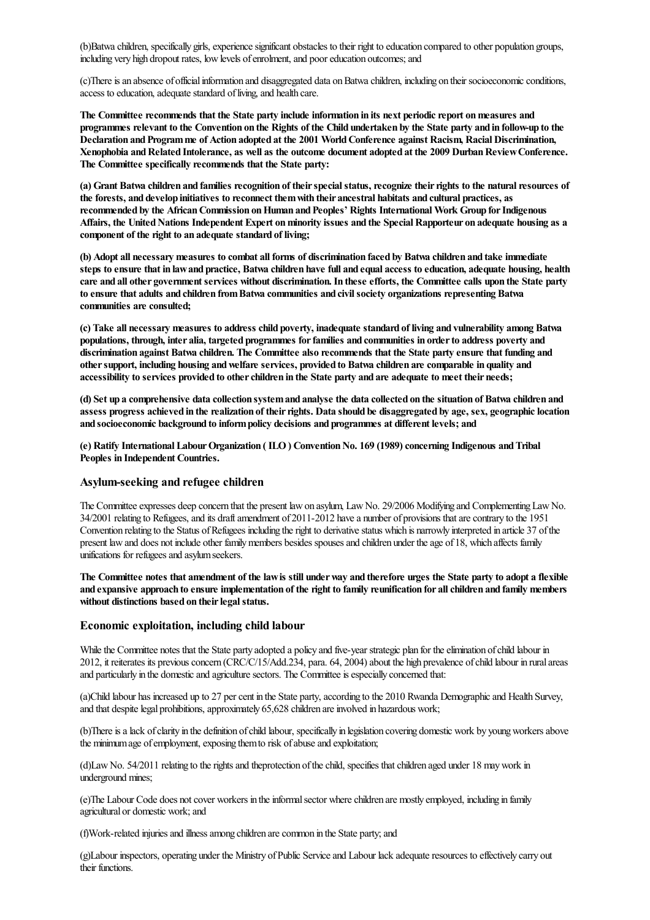(b)Batwa children, specifically girls, experience significant obstacles to their right to education compared to other population groups, including very high dropout rates, low levels of enrolment, and poor education outcomes; and

(c)There is an absence of official information and disaggregated data on Batwa children, including on their socioeconomic conditions, access to education, adequate standard of living, and health care.

**The Committee recommends that the State party include information in its next periodic report on measures and programmes relevant to the Convention on the Rights of the Child undertaken by the State party and in follow-up to the Declaration and Programme of Action adopted at the 2001 World Conference against Racism, Racial Discrimination, Xenophobia and Related Intolerance, as well as the outcome document adopted at the 2009 Durban Review Conference. The Committee specifically recommends that the State party:**

**(a) Grant Batwa children and families recognition of their special status, recognize their rights to the natural resources of the forests, and develop initiatives to reconnect them with their ancestral habitats and cultural practices, as recommended by the African Commission on Human and Peoples' Rights International Work Group for Indigenous Affairs, the United Nations Independent Expert on minority issues and the Special Rapporteur on adequate housing as a component of the right to an adequate standard of living;**

**(b) Adopt all necessary measures to combat all forms of discrimination faced by Batwa children and take immediate steps to ensure that in law and practice, Batwa children have full and equal access to education, adequate housing, health care and all other government services without discrimination. In these efforts, the Committee calls upon the State party to ensure that adults and children from Batwa communities and civil society organizations representing Batwa communities are consulted;**

**(c) Take all necessary measures to address child poverty, inadequate standard of living and vulnerability among Batwa populations, through, inter alia, targeted programmes for families and communities in order to address poverty and discrimination against Batwa children. The Committee also recommends that the State party ensure that funding and other support, including housing and welfare services, provided to Batwa children are comparable in quality and accessibility to services provided to other children in the State party and are adequate to meet their needs;**

**(d) Set up a comprehensive data collection system and analyse the data collected on the situation of Batwa children and assess progress achieved in the realization of their rights. Data should be disaggregated by age, sex, geographic location and socioeconomic background to inform policy decisions and programmes at different levels; and**

**(e) Ratify International Labour Organization ( ILO ) Convention No. 169 (1989) concerning Indigenous and Tribal Peoples in Independent Countries.**

### Asylum-seeking and refugee children

The Committee expresses deep concern that the present law on asylum, Law No. 29/2006 Modifying and Complementing Law No. 34/2001 relating to Refugees, and its draft amendment of 2011-2012 have a number of provisions that are contrary to the 1951 Convention relating to the Status of Refugees including the right to derivative status which is narrowly interpreted in article 37 of the present law and does not include other family members besides spouses and children under the age of 18, which affects family unifications for refugees and asylum seekers.

**The Committee notes that amendment of the law is still under way and therefore urges the State party to adopt a flexible and expansive approach to ensure implementation of the right to family reunification for all children and family members without distinctions based on their legal status.**

### Economic exploitation, including child labour

While the Committee notes that the State party adopted a policy and five-year strategic plan for the elimination of child labour in 2012, it reiterates its previous concern (CRC/C/15/Add.234, para. 64, 2004) about the high prevalence of child labour in rural areas and particularly in the domestic and agriculture sectors. The Committee is especially concerned that:

(a)Child labour has increased up to 27 per cent in the State party, according to the 2010 Rwanda Demographic and Health Survey, and that despite legal prohibitions, approximately 65,628 children are involved in hazardous work;

(b)There is a lack of clarity in the definition of child labour, specifically in legislation covering domestic work by young workers above the minimum age of employment, exposing them to risk of abuse and exploitation;

(d)Law No. 54/2011 relating to the rights and theprotection of the child, specifies that children aged under 18 may work in underground mines;

(e)The Labour Code does not cover workers in the informal sector where children are mostly employed, including in family agricultural or domestic work; and

(f)Work-related injuries and illness among children are common in the State party; and

(g)Labour inspectors, operating under the Ministry of Public Service and Labour lack adequate resources to effectively carry out their functions.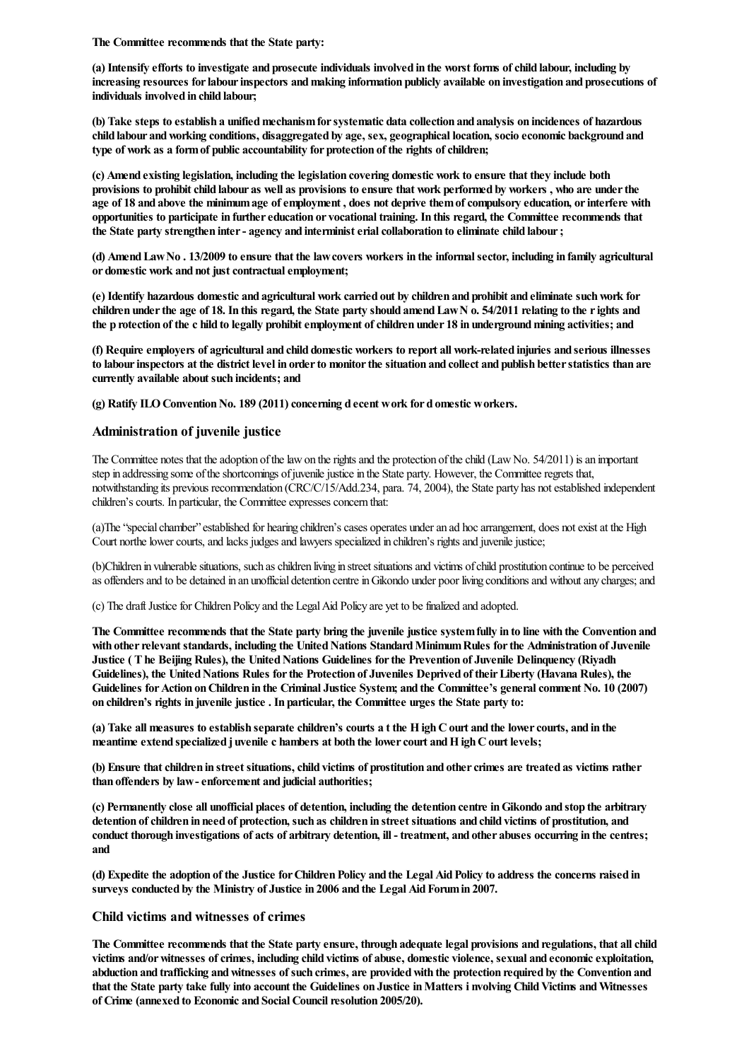**The Committee recommends that the State party:**

**(a) Intensify efforts to investigate and prosecute individuals involved in the worst forms of child labour, including by increasing resources for labour inspectors and making information publicly available on investigation and prosecutions of individuals involved in child labour;**

**(b) Take steps to establish a unified mechanism for systematic data collection and analysis on incidences of hazardous child labour and working conditions, disaggregated by age, sex, geographical location, socio economic background and type of work as a form of public accountability for protection of the rights of children;**

**(c) Amend existing legislation, including the legislation covering domestic work to ensure that they include both provisions to prohibit child labour as well as provisions to ensure that work performed by workers , who are under the age of 18 and above the minimum age of employment , does not deprive them of compulsory education, or interfere with opportunities to participate in further education or vocational training. In this regard, the Committee recommends that the State party strengthen inter - agency and interminist erial collaboration to eliminate child labour ;**

**(d) Amend Law No . 13/2009 to ensure that the law covers workers in the informal sector, including in family agricultural or domestic work and not just contractual employment;**

**(e) Identify hazardous domestic and agricultural work carried out by children and prohibit and eliminate such work for children under the age of 18. In this regard, the State party should amend Law N o. 54/2011 relating to the r ights and the p rotection of the c hild to legally prohibit employment of children under 18 in underground mining activities; and**

**(f) Require employers of agricultural and child domestic workers to report all work-related injuries and serious illnesses to labour inspectors at the district level in order to monitor the situation and collect and publish better statistics than are currently available about such incidents; and**

**(g) Ratify ILO Convention No. 189 (2011) concerning d ecent w ork for d omestic w orkers.**

### Administration of juvenile justice

The Committee notes that the adoption of the law on the rights and the protection of the child (Law No. 54/2011) is an important step in addressing some of the shortcomings of juvenile justice in the State party. However, the Committee regrets that, notwithstanding its previous recommendation (CRC/C/15/Add.234, para. 74, 2004), the State party has not established independent children's courts. In particular, the Committee expresses concern that:

(a)The "special chamber" established for hearing children's cases operates under an ad hoc arrangement, does not exist at the High Court northe lower courts, and lacks judges and lawyers specialized in children's rights and juvenile justice;

(b)Children in vulnerable situations, such as children living in street situations and victims of child prostitution continue to be perceived as offenders and to be detained in an unofficial detention centre in Gikondo under poor living conditions and without any charges; and

(c) The draft Justice for Children Policy and the Legal Aid Policy are yet to be finalized and adopted.

**The Committee recommends that the State party bring the juvenile justice system fully in to line with the Convention and with other relevant standards, including the United Nations Standard Minimum Rules for the Administration of Juvenile Justice ( T he Beijing Rules), the United Nations Guidelines for the Prevention of Juvenile Delinquency (Riyadh Guidelines), the United Nations Rules for the Protection of Juveniles Deprived of their Liberty (Havana Rules), the Guidelines for Action on Children in the Criminal Justice System; and the Committee's general comment No. 10 (2007) on children's rights in juvenile justice . In particular, the Committee urges the State party to:**

**(a) Take all measures to establish separate children's courts a t the H igh C ourt and the lower courts, and in the meantime extend specialized j uvenile c hambers at both the lower court and H igh C ourt levels;**

**(b) Ensure that children in street situations, child victims of prostitution and other crimes are treated as victims rather than offenders by law - enforcement and judicial authorities;**

**(c) Permanently close all unofficial places of detention, including the detention centre in Gikondo and stop the arbitrary detention of children in need of protection, such as children in street situations and child victims of prostitution, and conduct thorough investigations of acts of arbitrary detention, ill - treatment, and other abuses occurring in the centres; and**

**(d) Expedite the adoption of the Justice for Children Policy and the Legal Aid Policy to address the concerns raised in surveys conducted by the Ministry of Justice in 2006 and the Legal Aid Forum in 2007.**

### Child victims and witnesses of crimes

**The Committee recommends that the State party ensure, through adequate legal provisions and regulations, that all child victims and/or witnesses of crimes, including child victims of abuse, domestic violence, sexual and economic exploitation, abduction and trafficking and witnesses of such crimes, are provided with the protection required by the Convention and that the State party take fully into account the Guidelines on Justice in Matters i nvolving Child Victims and Witnesses of Crime (annexed to Economic and Social Council resolution 2005/20).**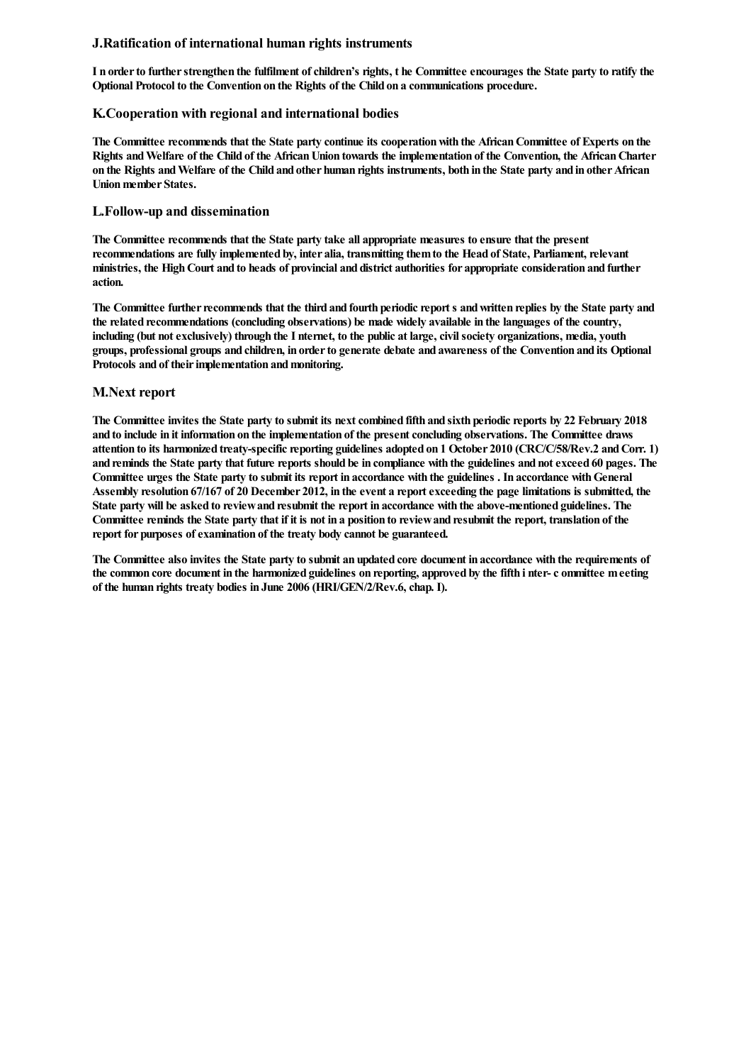### J.Ratification of international human rights instruments

**I n order to further strengthen the fulfilment of children's rights, t he Committee encourages the State party to ratify the Optional Protocol to the Convention on the Rights of the Child on a communications procedure.**

### K.Cooperation with regional and international bodies

**The Committee recommends that the State party continue its cooperation with the African Committee of Experts on the Rights and Welfare of the Child of the African Union towards the implementation of the Convention, the African Charter on the Rights and Welfare of the Child and other human rights instruments, both in the State party and in other African Union member States.**

### L.Follow-up and dissemination

**The Committee recommends that the State party take all appropriate measures to ensure that the present recommendations are fully implemented by, inter alia, transmitting them to the Head of State, Parliament, relevant ministries, the High Court and to heads of provincial and district authorities for appropriate consideration and further action.**

**The Committee further recommends that the third and fourth periodic report s and written replies by the State party and the related recommendations (concluding observations) be made widely available in the languages of the country, including (but not exclusively) through the I nternet, to the public at large, civil society organizations, media, youth groups, professional groups and children, in order to generate debate and awareness of the Convention and its Optional Protocols and of their implementation and monitoring.**

### M.Next report

**The Committee invites the State party to submit its next combined fifth and sixth periodic reports by 22 February 2018 and to include in it information on the implementation of the present concluding observations. The Committee draws attention to its harmonized treaty-specific reporting guidelines adopted on 1 October 2010 (CRC/C/58/Rev.2 and Corr. 1) and reminds the State party that future reports should be in compliance with the guidelines and not exceed 60 pages. The Committee urges the State party to submit its report in accordance with the guidelines . In accordance with General Assembly resolution 67/167 of 20 December 2012, in the event a report exceeding the page limitations is submitted, the State party will be asked to review and resubmit the report in accordance with the above-mentioned guidelines. The Committee reminds the State party that if it is not in a position to review and resubmit the report, translation of the report for purposes of examination of the treaty body cannot be guaranteed.**

**The Committee also invites the State party to submit an updated core document in accordance with the requirements of the common core document in the harmonized guidelines on reporting, approved by the fifth i nter- c ommittee m eeting of the human rights treaty bodies in June 2006 (HRI/GEN/2/Rev.6, chap. I).**